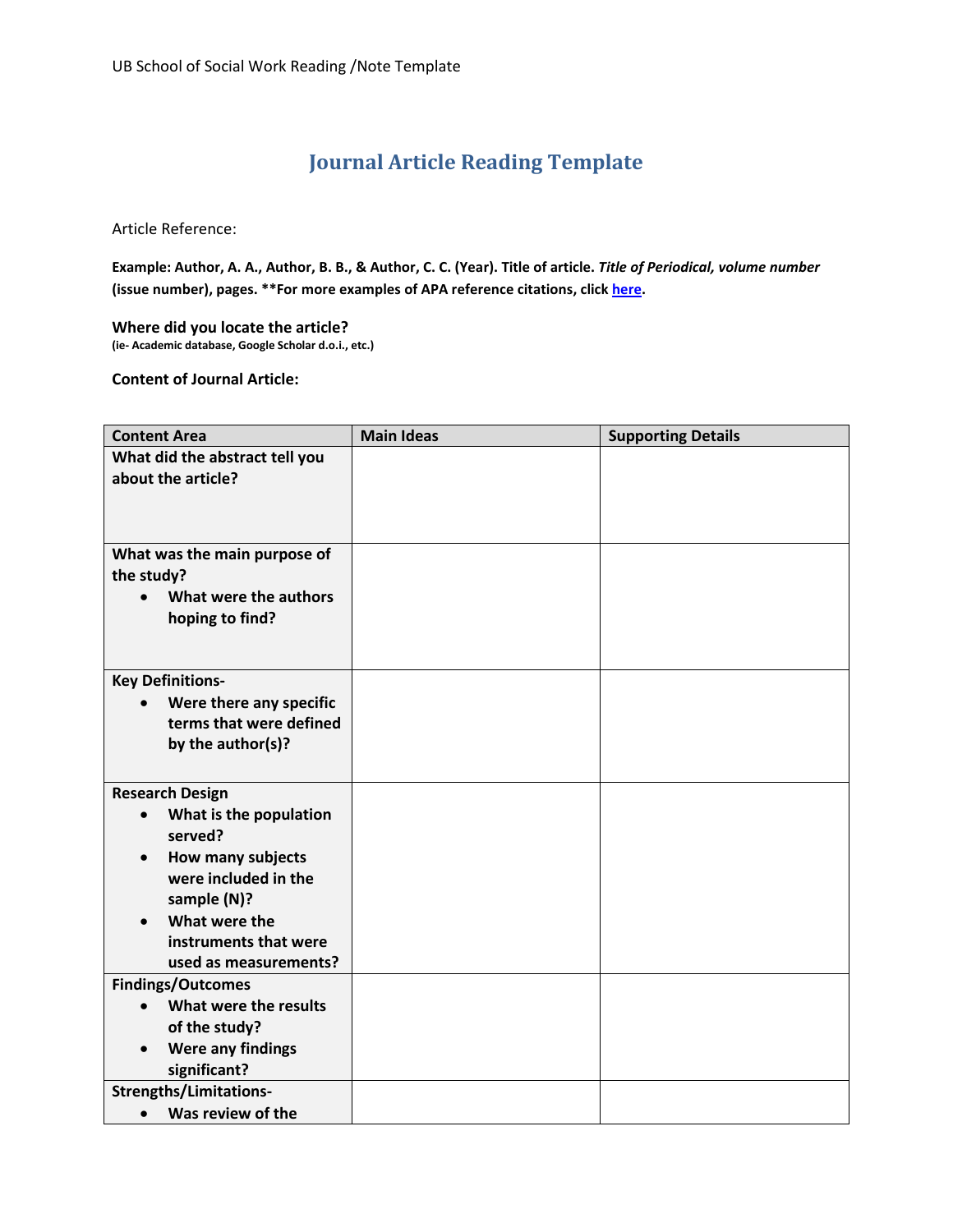# Journal Article Reading Template

Article Reference:

**Example: Author, A. A., Author, B. B., & Author, C. C. (Year). Title of article. *Title of Periodical, volume number* (issue number), pages. **For more examples of APA reference citations, click [here](#).**

**Where did you locate the article?**
**(ie- Academic database, Google Scholar d.o.i., etc.)**

**Content of Journal Article:**

| Content Area | Main Ideas | Supporting Details |
|---|---|---|
| **What did the abstract tell you about the article?** | | |
| **What was the main purpose of the study?**<br>• **What were the authors hoping to find?** | | |
| **Key Definitions-**<br>• **Were there any specific terms that were defined by the author(s)?** | | |
| **Research Design**<br>• **What is the population served?**<br>• **How many subjects were included in the sample (N)?**<br>• **What were the instruments that were used as measurements?** | | |
| **Findings/Outcomes**<br>• **What were the results of the study?**<br>• **Were any findings significant?** | | |
| **Strengths/Limitations-**<br>• **Was review of the** | | |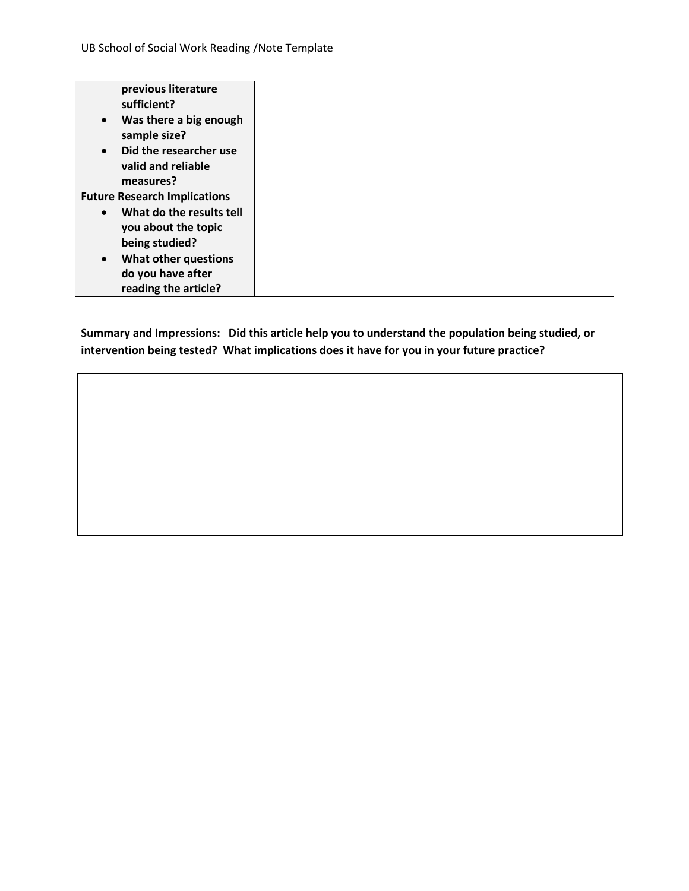| | | |
|---|---|---|
| **previous literature sufficient?**<br>• **Was there a big enough sample size?**<br>• **Did the researcher use valid and reliable measures?** | | |
| **Future Research Implications**<br>• **What do the results tell you about the topic being studied?**<br>• **What other questions do you have after reading the article?** | | |

**Summary and Impressions: Did this article help you to understand the population being studied, or intervention being tested? What implications does it have for you in your future practice?**

| |
|---|
| |